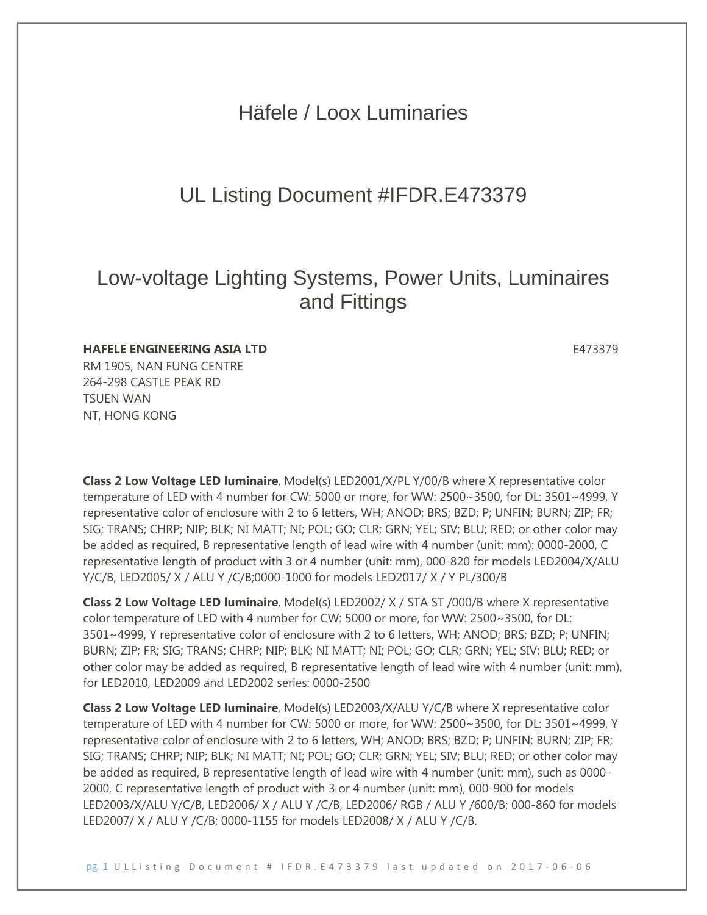# Häfele / Loox Luminaries

## UL Listing Document #IFDR.E473379

## Low-voltage Lighting Systems, Power Units, Luminaires and Fittings

**HAFELE ENGINEERING ASIA LTD** E473379

RM 1905, NAN FUNG CENTRE
264-298 CASTLE PEAK RD
TSUEN WAN
NT, HONG KONG

**Class 2 Low Voltage LED luminaire**, Model(s) LED2001/X/PL Y/00/B where X representative color temperature of LED with 4 number for CW: 5000 or more, for WW: 2500~3500, for DL: 3501~4999, Y representative color of enclosure with 2 to 6 letters, WH; ANOD; BRS; BZD; P; UNFIN; BURN; ZIP; FR; SIG; TRANS; CHRP; NIP; BLK; NI MATT; NI; POL; GO; CLR; GRN; YEL; SIV; BLU; RED; or other color may be added as required, B representative length of lead wire with 4 number (unit: mm): 0000-2000, C representative length of product with 3 or 4 number (unit: mm), 000-820 for models LED2004/X/ALU Y/C/B, LED2005/ X / ALU Y /C/B;0000-1000 for models LED2017/ X / Y PL/300/B

**Class 2 Low Voltage LED luminaire**, Model(s) LED2002/ X / STA ST /000/B where X representative color temperature of LED with 4 number for CW: 5000 or more, for WW: 2500~3500, for DL: 3501~4999, Y representative color of enclosure with 2 to 6 letters, WH; ANOD; BRS; BZD; P; UNFIN; BURN; ZIP; FR; SIG; TRANS; CHRP; NIP; BLK; NI MATT; NI; POL; GO; CLR; GRN; YEL; SIV; BLU; RED; or other color may be added as required, B representative length of lead wire with 4 number (unit: mm), for LED2010, LED2009 and LED2002 series: 0000-2500

**Class 2 Low Voltage LED luminaire**, Model(s) LED2003/X/ALU Y/C/B where X representative color temperature of LED with 4 number for CW: 5000 or more, for WW: 2500~3500, for DL: 3501~4999, Y representative color of enclosure with 2 to 6 letters, WH; ANOD; BRS; BZD; P; UNFIN; BURN; ZIP; FR; SIG; TRANS; CHRP; NIP; BLK; NI MATT; NI; POL; GO; CLR; GRN; YEL; SIV; BLU; RED; or other color may be added as required, B representative length of lead wire with 4 number (unit: mm), such as 0000-2000, C representative length of product with 3 or 4 number (unit: mm), 000-900 for models LED2003/X/ALU Y/C/B, LED2006/ X / ALU Y /C/B, LED2006/ RGB / ALU Y /600/B; 000-860 for models LED2007/ X / ALU Y /C/B; 0000-1155 for models LED2008/ X / ALU Y /C/B.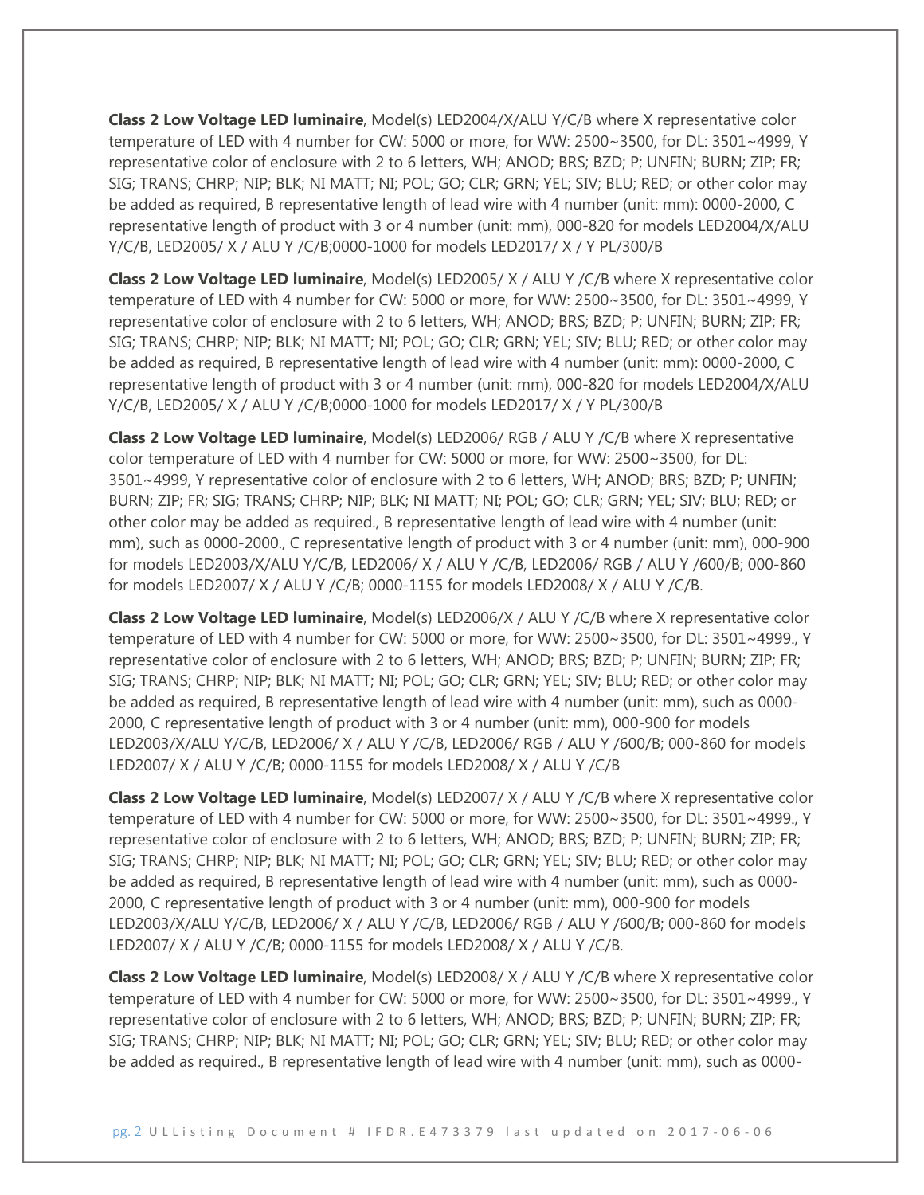**Class 2 Low Voltage LED luminaire**, Model(s) LED2004/X/ALU Y/C/B where X representative color temperature of LED with 4 number for CW: 5000 or more, for WW: 2500~3500, for DL: 3501~4999, Y representative color of enclosure with 2 to 6 letters, WH; ANOD; BRS; BZD; P; UNFIN; BURN; ZIP; FR; SIG; TRANS; CHRP; NIP; BLK; NI MATT; NI; POL; GO; CLR; GRN; YEL; SIV; BLU; RED; or other color may be added as required, B representative length of lead wire with 4 number (unit: mm): 0000-2000, C representative length of product with 3 or 4 number (unit: mm), 000-820 for models LED2004/X/ALU Y/C/B, LED2005/ X / ALU Y /C/B;0000-1000 for models LED2017/ X / Y PL/300/B

**Class 2 Low Voltage LED luminaire**, Model(s) LED2005/ X / ALU Y /C/B where X representative color temperature of LED with 4 number for CW: 5000 or more, for WW: 2500~3500, for DL: 3501~4999, Y representative color of enclosure with 2 to 6 letters, WH; ANOD; BRS; BZD; P; UNFIN; BURN; ZIP; FR; SIG; TRANS; CHRP; NIP; BLK; NI MATT; NI; POL; GO; CLR; GRN; YEL; SIV; BLU; RED; or other color may be added as required, B representative length of lead wire with 4 number (unit: mm): 0000-2000, C representative length of product with 3 or 4 number (unit: mm), 000-820 for models LED2004/X/ALU Y/C/B, LED2005/ X / ALU Y /C/B;0000-1000 for models LED2017/ X / Y PL/300/B

**Class 2 Low Voltage LED luminaire**, Model(s) LED2006/ RGB / ALU Y /C/B where X representative color temperature of LED with 4 number for CW: 5000 or more, for WW: 2500~3500, for DL: 3501~4999, Y representative color of enclosure with 2 to 6 letters, WH; ANOD; BRS; BZD; P; UNFIN; BURN; ZIP; FR; SIG; TRANS; CHRP; NIP; BLK; NI MATT; NI; POL; GO; CLR; GRN; YEL; SIV; BLU; RED; or other color may be added as required., B representative length of lead wire with 4 number (unit: mm), such as 0000-2000., C representative length of product with 3 or 4 number (unit: mm), 000-900 for models LED2003/X/ALU Y/C/B, LED2006/ X / ALU Y /C/B, LED2006/ RGB / ALU Y /600/B; 000-860 for models LED2007/ X / ALU Y /C/B; 0000-1155 for models LED2008/ X / ALU Y /C/B.

**Class 2 Low Voltage LED luminaire**, Model(s) LED2006/X / ALU Y /C/B where X representative color temperature of LED with 4 number for CW: 5000 or more, for WW: 2500~3500, for DL: 3501~4999., Y representative color of enclosure with 2 to 6 letters, WH; ANOD; BRS; BZD; P; UNFIN; BURN; ZIP; FR; SIG; TRANS; CHRP; NIP; BLK; NI MATT; NI; POL; GO; CLR; GRN; YEL; SIV; BLU; RED; or other color may be added as required, B representative length of lead wire with 4 number (unit: mm), such as 0000-2000, C representative length of product with 3 or 4 number (unit: mm), 000-900 for models LED2003/X/ALU Y/C/B, LED2006/ X / ALU Y /C/B, LED2006/ RGB / ALU Y /600/B; 000-860 for models LED2007/ X / ALU Y /C/B; 0000-1155 for models LED2008/ X / ALU Y /C/B

**Class 2 Low Voltage LED luminaire**, Model(s) LED2007/ X / ALU Y /C/B where X representative color temperature of LED with 4 number for CW: 5000 or more, for WW: 2500~3500, for DL: 3501~4999., Y representative color of enclosure with 2 to 6 letters, WH; ANOD; BRS; BZD; P; UNFIN; BURN; ZIP; FR; SIG; TRANS; CHRP; NIP; BLK; NI MATT; NI; POL; GO; CLR; GRN; YEL; SIV; BLU; RED; or other color may be added as required, B representative length of lead wire with 4 number (unit: mm), such as 0000-2000, C representative length of product with 3 or 4 number (unit: mm), 000-900 for models LED2003/X/ALU Y/C/B, LED2006/ X / ALU Y /C/B, LED2006/ RGB / ALU Y /600/B; 000-860 for models LED2007/ X / ALU Y /C/B; 0000-1155 for models LED2008/ X / ALU Y /C/B.

**Class 2 Low Voltage LED luminaire**, Model(s) LED2008/ X / ALU Y /C/B where X representative color temperature of LED with 4 number for CW: 5000 or more, for WW: 2500~3500, for DL: 3501~4999., Y representative color of enclosure with 2 to 6 letters, WH; ANOD; BRS; BZD; P; UNFIN; BURN; ZIP; FR; SIG; TRANS; CHRP; NIP; BLK; NI MATT; NI; POL; GO; CLR; GRN; YEL; SIV; BLU; RED; or other color may be added as required., B representative length of lead wire with 4 number (unit: mm), such as 0000-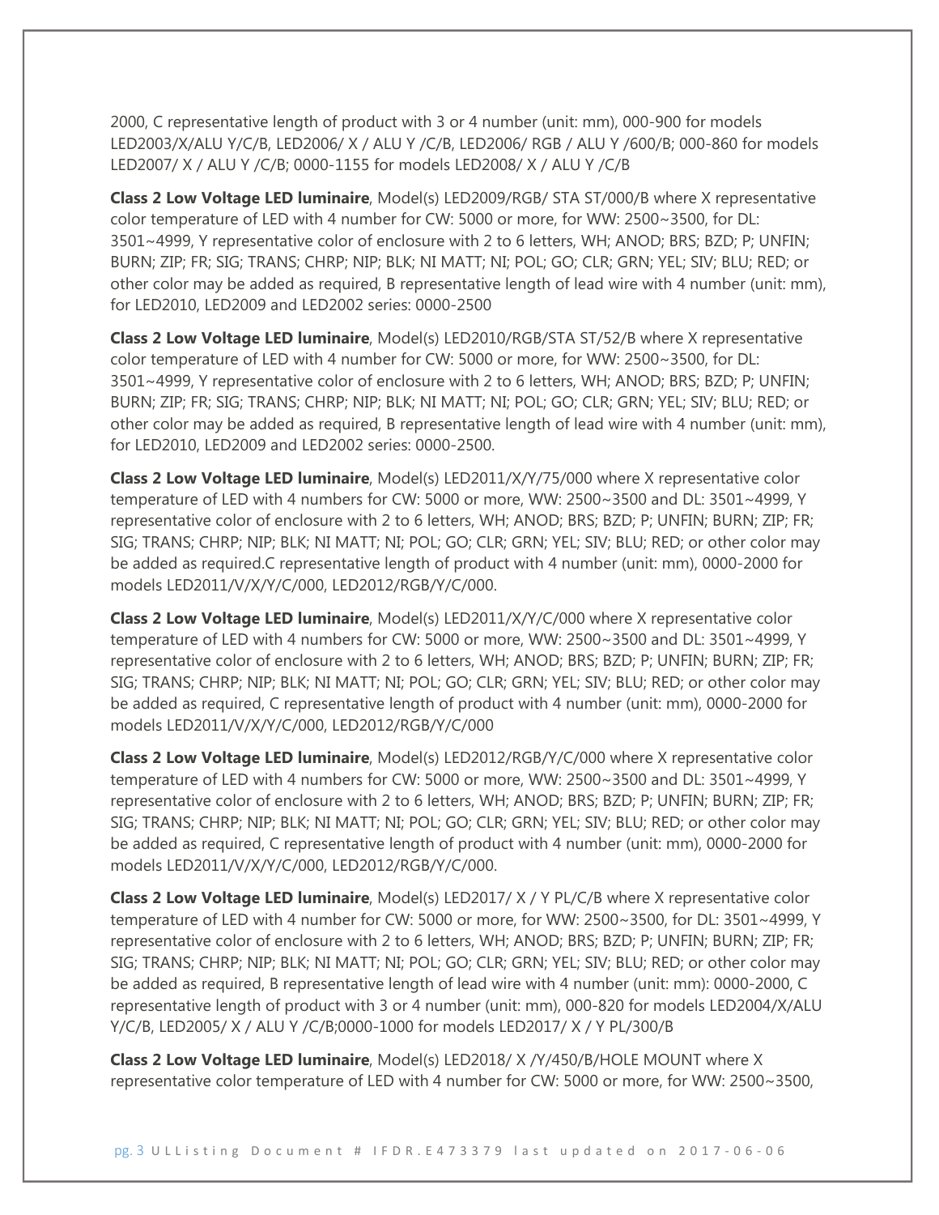2000, C representative length of product with 3 or 4 number (unit: mm), 000-900 for models LED2003/X/ALU Y/C/B, LED2006/ X / ALU Y /C/B, LED2006/ RGB / ALU Y /600/B; 000-860 for models LED2007/ X / ALU Y /C/B; 0000-1155 for models LED2008/ X / ALU Y /C/B

**Class 2 Low Voltage LED luminaire**, Model(s) LED2009/RGB/ STA ST/000/B where X representative color temperature of LED with 4 number for CW: 5000 or more, for WW: 2500~3500, for DL: 3501~4999, Y representative color of enclosure with 2 to 6 letters, WH; ANOD; BRS; BZD; P; UNFIN; BURN; ZIP; FR; SIG; TRANS; CHRP; NIP; BLK; NI MATT; NI; POL; GO; CLR; GRN; YEL; SIV; BLU; RED; or other color may be added as required, B representative length of lead wire with 4 number (unit: mm), for LED2010, LED2009 and LED2002 series: 0000-2500

**Class 2 Low Voltage LED luminaire**, Model(s) LED2010/RGB/STA ST/52/B where X representative color temperature of LED with 4 number for CW: 5000 or more, for WW: 2500~3500, for DL: 3501~4999, Y representative color of enclosure with 2 to 6 letters, WH; ANOD; BRS; BZD; P; UNFIN; BURN; ZIP; FR; SIG; TRANS; CHRP; NIP; BLK; NI MATT; NI; POL; GO; CLR; GRN; YEL; SIV; BLU; RED; or other color may be added as required, B representative length of lead wire with 4 number (unit: mm), for LED2010, LED2009 and LED2002 series: 0000-2500.

**Class 2 Low Voltage LED luminaire**, Model(s) LED2011/X/Y/75/000 where X representative color temperature of LED with 4 numbers for CW: 5000 or more, WW: 2500~3500 and DL: 3501~4999, Y representative color of enclosure with 2 to 6 letters, WH; ANOD; BRS; BZD; P; UNFIN; BURN; ZIP; FR; SIG; TRANS; CHRP; NIP; BLK; NI MATT; NI; POL; GO; CLR; GRN; YEL; SIV; BLU; RED; or other color may be added as required.C representative length of product with 4 number (unit: mm), 0000-2000 for models LED2011/V/X/Y/C/000, LED2012/RGB/Y/C/000.

**Class 2 Low Voltage LED luminaire**, Model(s) LED2011/X/Y/C/000 where X representative color temperature of LED with 4 numbers for CW: 5000 or more, WW: 2500~3500 and DL: 3501~4999, Y representative color of enclosure with 2 to 6 letters, WH; ANOD; BRS; BZD; P; UNFIN; BURN; ZIP; FR; SIG; TRANS; CHRP; NIP; BLK; NI MATT; NI; POL; GO; CLR; GRN; YEL; SIV; BLU; RED; or other color may be added as required, C representative length of product with 4 number (unit: mm), 0000-2000 for models LED2011/V/X/Y/C/000, LED2012/RGB/Y/C/000

**Class 2 Low Voltage LED luminaire**, Model(s) LED2012/RGB/Y/C/000 where X representative color temperature of LED with 4 numbers for CW: 5000 or more, WW: 2500~3500 and DL: 3501~4999, Y representative color of enclosure with 2 to 6 letters, WH; ANOD; BRS; BZD; P; UNFIN; BURN; ZIP; FR; SIG; TRANS; CHRP; NIP; BLK; NI MATT; NI; POL; GO; CLR; GRN; YEL; SIV; BLU; RED; or other color may be added as required, C representative length of product with 4 number (unit: mm), 0000-2000 for models LED2011/V/X/Y/C/000, LED2012/RGB/Y/C/000.

**Class 2 Low Voltage LED luminaire**, Model(s) LED2017/ X / Y PL/C/B where X representative color temperature of LED with 4 number for CW: 5000 or more, for WW: 2500~3500, for DL: 3501~4999, Y representative color of enclosure with 2 to 6 letters, WH; ANOD; BRS; BZD; P; UNFIN; BURN; ZIP; FR; SIG; TRANS; CHRP; NIP; BLK; NI MATT; NI; POL; GO; CLR; GRN; YEL; SIV; BLU; RED; or other color may be added as required, B representative length of lead wire with 4 number (unit: mm): 0000-2000, C representative length of product with 3 or 4 number (unit: mm), 000-820 for models LED2004/X/ALU Y/C/B, LED2005/ X / ALU Y /C/B;0000-1000 for models LED2017/ X / Y PL/300/B

**Class 2 Low Voltage LED luminaire**, Model(s) LED2018/ X /Y/450/B/HOLE MOUNT where X representative color temperature of LED with 4 number for CW: 5000 or more, for WW: 2500~3500,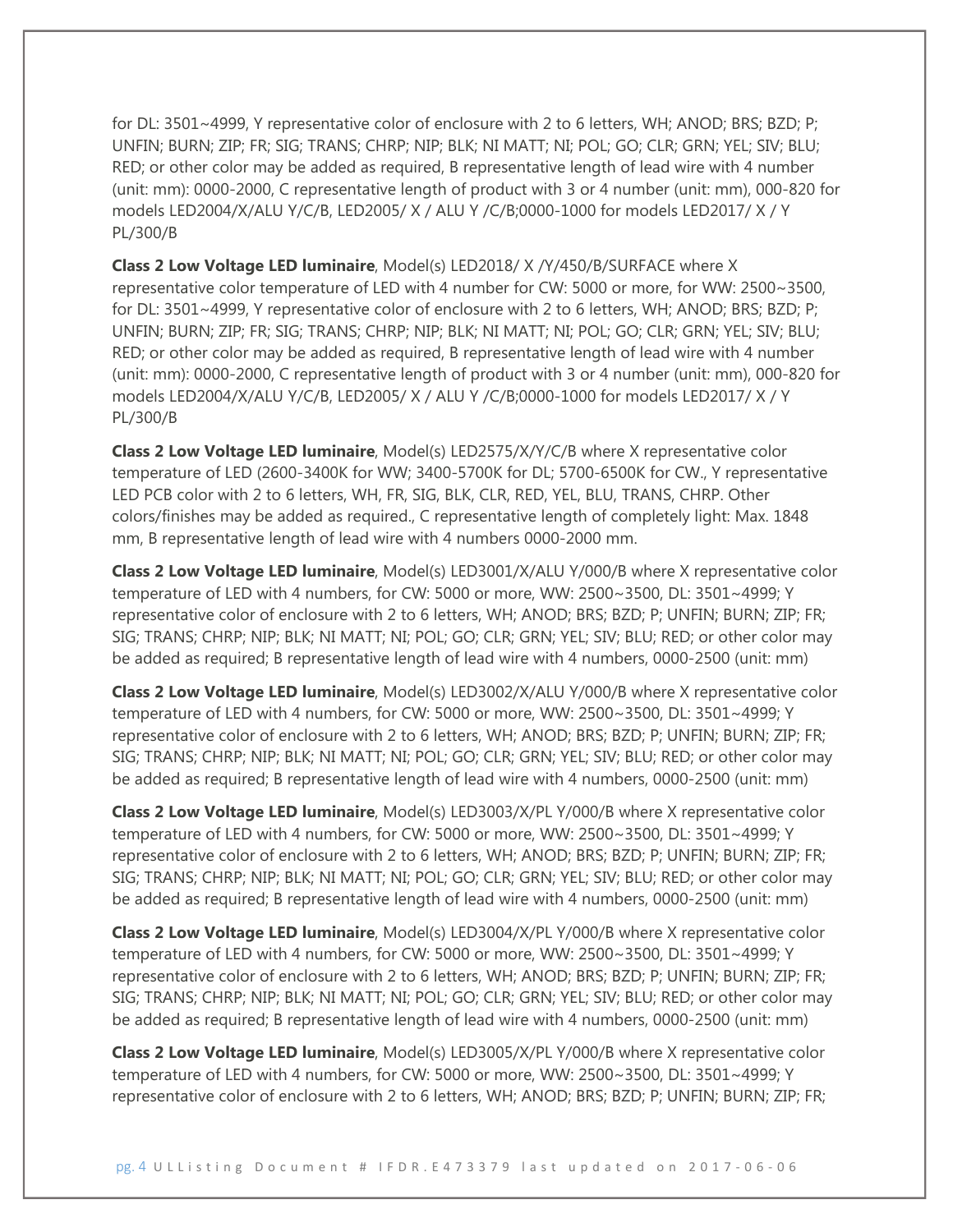for DL: 3501~4999, Y representative color of enclosure with 2 to 6 letters, WH; ANOD; BRS; BZD; P; UNFIN; BURN; ZIP; FR; SIG; TRANS; CHRP; NIP; BLK; NI MATT; NI; POL; GO; CLR; GRN; YEL; SIV; BLU; RED; or other color may be added as required, B representative length of lead wire with 4 number (unit: mm): 0000-2000, C representative length of product with 3 or 4 number (unit: mm), 000-820 for models LED2004/X/ALU Y/C/B, LED2005/ X / ALU Y /C/B;0000-1000 for models LED2017/ X / Y PL/300/B

**Class 2 Low Voltage LED luminaire**, Model(s) LED2018/ X /Y/450/B/SURFACE where X representative color temperature of LED with 4 number for CW: 5000 or more, for WW: 2500~3500, for DL: 3501~4999, Y representative color of enclosure with 2 to 6 letters, WH; ANOD; BRS; BZD; P; UNFIN; BURN; ZIP; FR; SIG; TRANS; CHRP; NIP; BLK; NI MATT; NI; POL; GO; CLR; GRN; YEL; SIV; BLU; RED; or other color may be added as required, B representative length of lead wire with 4 number (unit: mm): 0000-2000, C representative length of product with 3 or 4 number (unit: mm), 000-820 for models LED2004/X/ALU Y/C/B, LED2005/ X / ALU Y /C/B;0000-1000 for models LED2017/ X / Y PL/300/B

**Class 2 Low Voltage LED luminaire**, Model(s) LED2575/X/Y/C/B where X representative color temperature of LED (2600-3400K for WW; 3400-5700K for DL; 5700-6500K for CW., Y representative LED PCB color with 2 to 6 letters, WH, FR, SIG, BLK, CLR, RED, YEL, BLU, TRANS, CHRP. Other colors/finishes may be added as required., C representative length of completely light: Max. 1848 mm, B representative length of lead wire with 4 numbers 0000-2000 mm.

**Class 2 Low Voltage LED luminaire**, Model(s) LED3001/X/ALU Y/000/B where X representative color temperature of LED with 4 numbers, for CW: 5000 or more, WW: 2500~3500, DL: 3501~4999; Y representative color of enclosure with 2 to 6 letters, WH; ANOD; BRS; BZD; P; UNFIN; BURN; ZIP; FR; SIG; TRANS; CHRP; NIP; BLK; NI MATT; NI; POL; GO; CLR; GRN; YEL; SIV; BLU; RED; or other color may be added as required; B representative length of lead wire with 4 numbers, 0000-2500 (unit: mm)

**Class 2 Low Voltage LED luminaire**, Model(s) LED3002/X/ALU Y/000/B where X representative color temperature of LED with 4 numbers, for CW: 5000 or more, WW: 2500~3500, DL: 3501~4999; Y representative color of enclosure with 2 to 6 letters, WH; ANOD; BRS; BZD; P; UNFIN; BURN; ZIP; FR; SIG; TRANS; CHRP; NIP; BLK; NI MATT; NI; POL; GO; CLR; GRN; YEL; SIV; BLU; RED; or other color may be added as required; B representative length of lead wire with 4 numbers, 0000-2500 (unit: mm)

**Class 2 Low Voltage LED luminaire**, Model(s) LED3003/X/PL Y/000/B where X representative color temperature of LED with 4 numbers, for CW: 5000 or more, WW: 2500~3500, DL: 3501~4999; Y representative color of enclosure with 2 to 6 letters, WH; ANOD; BRS; BZD; P; UNFIN; BURN; ZIP; FR; SIG; TRANS; CHRP; NIP; BLK; NI MATT; NI; POL; GO; CLR; GRN; YEL; SIV; BLU; RED; or other color may be added as required; B representative length of lead wire with 4 numbers, 0000-2500 (unit: mm)

**Class 2 Low Voltage LED luminaire**, Model(s) LED3004/X/PL Y/000/B where X representative color temperature of LED with 4 numbers, for CW: 5000 or more, WW: 2500~3500, DL: 3501~4999; Y representative color of enclosure with 2 to 6 letters, WH; ANOD; BRS; BZD; P; UNFIN; BURN; ZIP; FR; SIG; TRANS; CHRP; NIP; BLK; NI MATT; NI; POL; GO; CLR; GRN; YEL; SIV; BLU; RED; or other color may be added as required; B representative length of lead wire with 4 numbers, 0000-2500 (unit: mm)

**Class 2 Low Voltage LED luminaire**, Model(s) LED3005/X/PL Y/000/B where X representative color temperature of LED with 4 numbers, for CW: 5000 or more, WW: 2500~3500, DL: 3501~4999; Y representative color of enclosure with 2 to 6 letters, WH; ANOD; BRS; BZD; P; UNFIN; BURN; ZIP; FR;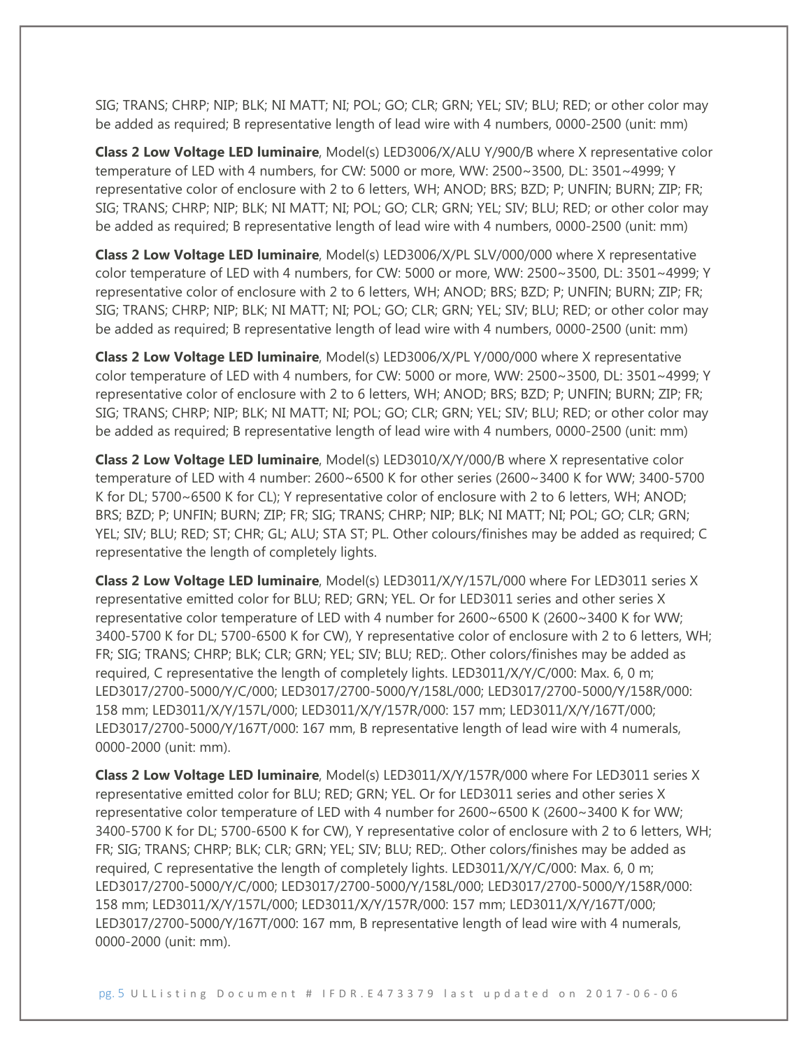SIG; TRANS; CHRP; NIP; BLK; NI MATT; NI; POL; GO; CLR; GRN; YEL; SIV; BLU; RED; or other color may be added as required; B representative length of lead wire with 4 numbers, 0000-2500 (unit: mm)

**Class 2 Low Voltage LED luminaire**, Model(s) LED3006/X/ALU Y/900/B where X representative color temperature of LED with 4 numbers, for CW: 5000 or more, WW: 2500~3500, DL: 3501~4999; Y representative color of enclosure with 2 to 6 letters, WH; ANOD; BRS; BZD; P; UNFIN; BURN; ZIP; FR; SIG; TRANS; CHRP; NIP; BLK; NI MATT; NI; POL; GO; CLR; GRN; YEL; SIV; BLU; RED; or other color may be added as required; B representative length of lead wire with 4 numbers, 0000-2500 (unit: mm)

**Class 2 Low Voltage LED luminaire**, Model(s) LED3006/X/PL SLV/000/000 where X representative color temperature of LED with 4 numbers, for CW: 5000 or more, WW: 2500~3500, DL: 3501~4999; Y representative color of enclosure with 2 to 6 letters, WH; ANOD; BRS; BZD; P; UNFIN; BURN; ZIP; FR; SIG; TRANS; CHRP; NIP; BLK; NI MATT; NI; POL; GO; CLR; GRN; YEL; SIV; BLU; RED; or other color may be added as required; B representative length of lead wire with 4 numbers, 0000-2500 (unit: mm)

**Class 2 Low Voltage LED luminaire**, Model(s) LED3006/X/PL Y/000/000 where X representative color temperature of LED with 4 numbers, for CW: 5000 or more, WW: 2500~3500, DL: 3501~4999; Y representative color of enclosure with 2 to 6 letters, WH; ANOD; BRS; BZD; P; UNFIN; BURN; ZIP; FR; SIG; TRANS; CHRP; NIP; BLK; NI MATT; NI; POL; GO; CLR; GRN; YEL; SIV; BLU; RED; or other color may be added as required; B representative length of lead wire with 4 numbers, 0000-2500 (unit: mm)

**Class 2 Low Voltage LED luminaire**, Model(s) LED3010/X/Y/000/B where X representative color temperature of LED with 4 number: 2600~6500 K for other series (2600~3400 K for WW; 3400-5700 K for DL; 5700~6500 K for CL); Y representative color of enclosure with 2 to 6 letters, WH; ANOD; BRS; BZD; P; UNFIN; BURN; ZIP; FR; SIG; TRANS; CHRP; NIP; BLK; NI MATT; NI; POL; GO; CLR; GRN; YEL; SIV; BLU; RED; ST; CHR; GL; ALU; STA ST; PL. Other colours/finishes may be added as required; C representative the length of completely lights.

**Class 2 Low Voltage LED luminaire**, Model(s) LED3011/X/Y/157L/000 where For LED3011 series X representative emitted color for BLU; RED; GRN; YEL. Or for LED3011 series and other series X representative color temperature of LED with 4 number for 2600~6500 K (2600~3400 K for WW; 3400-5700 K for DL; 5700-6500 K for CW), Y representative color of enclosure with 2 to 6 letters, WH; FR; SIG; TRANS; CHRP; BLK; CLR; GRN; YEL; SIV; BLU; RED;. Other colors/finishes may be added as required, C representative the length of completely lights. LED3011/X/Y/C/000: Max. 6, 0 m; LED3017/2700-5000/Y/C/000; LED3017/2700-5000/Y/158L/000; LED3017/2700-5000/Y/158R/000: 158 mm; LED3011/X/Y/157L/000; LED3011/X/Y/157R/000: 157 mm; LED3011/X/Y/167T/000; LED3017/2700-5000/Y/167T/000: 167 mm, B representative length of lead wire with 4 numerals, 0000-2000 (unit: mm).

**Class 2 Low Voltage LED luminaire**, Model(s) LED3011/X/Y/157R/000 where For LED3011 series X representative emitted color for BLU; RED; GRN; YEL. Or for LED3011 series and other series X representative color temperature of LED with 4 number for 2600~6500 K (2600~3400 K for WW; 3400-5700 K for DL; 5700-6500 K for CW), Y representative color of enclosure with 2 to 6 letters, WH; FR; SIG; TRANS; CHRP; BLK; CLR; GRN; YEL; SIV; BLU; RED;. Other colors/finishes may be added as required, C representative the length of completely lights. LED3011/X/Y/C/000: Max. 6, 0 m; LED3017/2700-5000/Y/C/000; LED3017/2700-5000/Y/158L/000; LED3017/2700-5000/Y/158R/000: 158 mm; LED3011/X/Y/157L/000; LED3011/X/Y/157R/000: 157 mm; LED3011/X/Y/167T/000; LED3017/2700-5000/Y/167T/000: 167 mm, B representative length of lead wire with 4 numerals, 0000-2000 (unit: mm).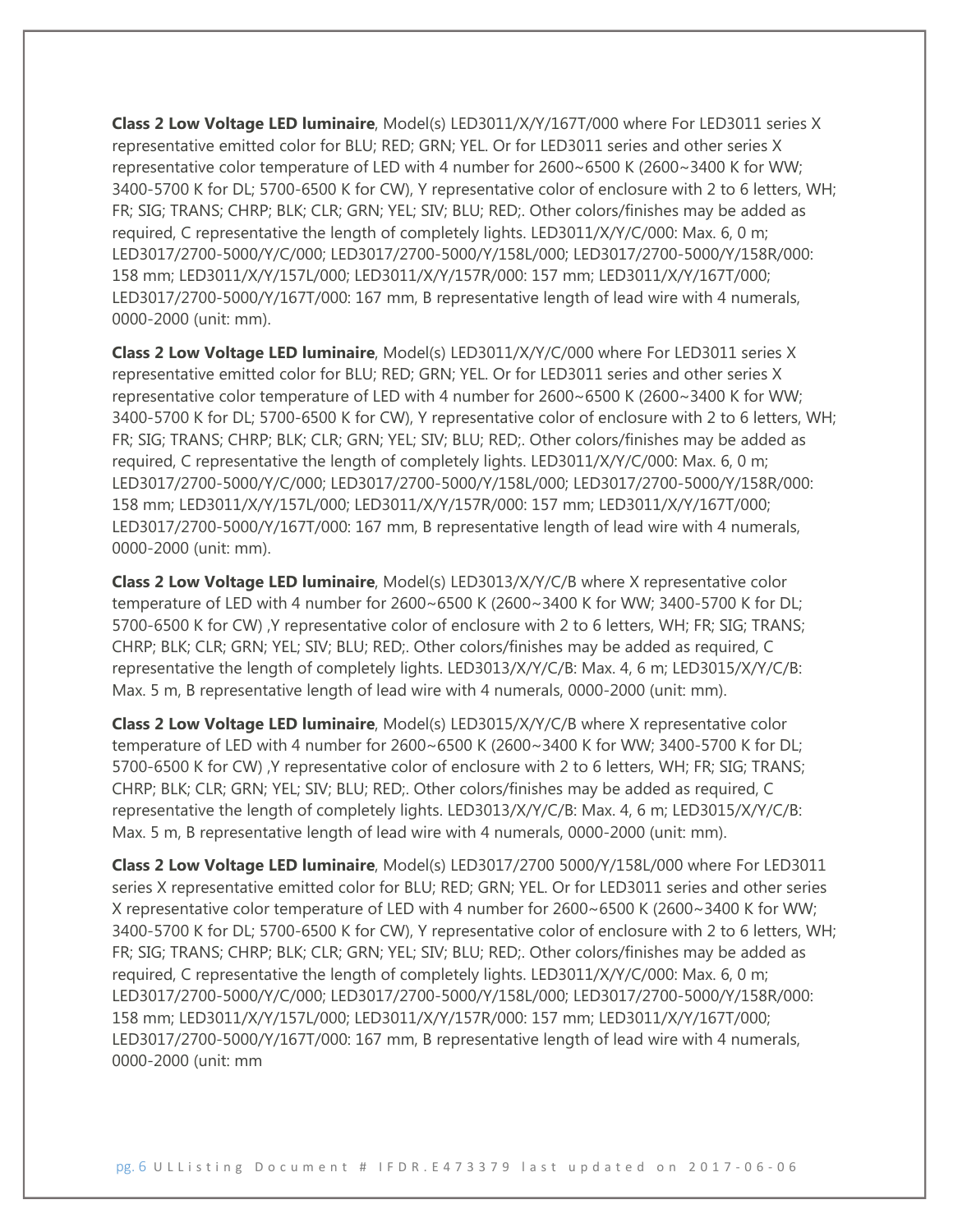**Class 2 Low Voltage LED luminaire**, Model(s) LED3011/X/Y/167T/000 where For LED3011 series X representative emitted color for BLU; RED; GRN; YEL. Or for LED3011 series and other series X representative color temperature of LED with 4 number for 2600~6500 K (2600~3400 K for WW; 3400-5700 K for DL; 5700-6500 K for CW), Y representative color of enclosure with 2 to 6 letters, WH; FR; SIG; TRANS; CHRP; BLK; CLR; GRN; YEL; SIV; BLU; RED;. Other colors/finishes may be added as required, C representative the length of completely lights. LED3011/X/Y/C/000: Max. 6, 0 m; LED3017/2700-5000/Y/C/000; LED3017/2700-5000/Y/158L/000; LED3017/2700-5000/Y/158R/000: 158 mm; LED3011/X/Y/157L/000; LED3011/X/Y/157R/000: 157 mm; LED3011/X/Y/167T/000; LED3017/2700-5000/Y/167T/000: 167 mm, B representative length of lead wire with 4 numerals, 0000-2000 (unit: mm).

**Class 2 Low Voltage LED luminaire**, Model(s) LED3011/X/Y/C/000 where For LED3011 series X representative emitted color for BLU; RED; GRN; YEL. Or for LED3011 series and other series X representative color temperature of LED with 4 number for 2600~6500 K (2600~3400 K for WW; 3400-5700 K for DL; 5700-6500 K for CW), Y representative color of enclosure with 2 to 6 letters, WH; FR; SIG; TRANS; CHRP; BLK; CLR; GRN; YEL; SIV; BLU; RED;. Other colors/finishes may be added as required, C representative the length of completely lights. LED3011/X/Y/C/000: Max. 6, 0 m; LED3017/2700-5000/Y/C/000; LED3017/2700-5000/Y/158L/000; LED3017/2700-5000/Y/158R/000: 158 mm; LED3011/X/Y/157L/000; LED3011/X/Y/157R/000: 157 mm; LED3011/X/Y/167T/000; LED3017/2700-5000/Y/167T/000: 167 mm, B representative length of lead wire with 4 numerals, 0000-2000 (unit: mm).

**Class 2 Low Voltage LED luminaire**, Model(s) LED3013/X/Y/C/B where X representative color temperature of LED with 4 number for 2600~6500 K (2600~3400 K for WW; 3400-5700 K for DL; 5700-6500 K for CW) ,Y representative color of enclosure with 2 to 6 letters, WH; FR; SIG; TRANS; CHRP; BLK; CLR; GRN; YEL; SIV; BLU; RED;. Other colors/finishes may be added as required, C representative the length of completely lights. LED3013/X/Y/C/B: Max. 4, 6 m; LED3015/X/Y/C/B: Max. 5 m, B representative length of lead wire with 4 numerals, 0000-2000 (unit: mm).

**Class 2 Low Voltage LED luminaire**, Model(s) LED3015/X/Y/C/B where X representative color temperature of LED with 4 number for 2600~6500 K (2600~3400 K for WW; 3400-5700 K for DL; 5700-6500 K for CW) ,Y representative color of enclosure with 2 to 6 letters, WH; FR; SIG; TRANS; CHRP; BLK; CLR; GRN; YEL; SIV; BLU; RED;. Other colors/finishes may be added as required, C representative the length of completely lights. LED3013/X/Y/C/B: Max. 4, 6 m; LED3015/X/Y/C/B: Max. 5 m, B representative length of lead wire with 4 numerals, 0000-2000 (unit: mm).

**Class 2 Low Voltage LED luminaire**, Model(s) LED3017/2700 5000/Y/158L/000 where For LED3011 series X representative emitted color for BLU; RED; GRN; YEL. Or for LED3011 series and other series X representative color temperature of LED with 4 number for 2600~6500 K (2600~3400 K for WW; 3400-5700 K for DL; 5700-6500 K for CW), Y representative color of enclosure with 2 to 6 letters, WH; FR; SIG; TRANS; CHRP; BLK; CLR; GRN; YEL; SIV; BLU; RED;. Other colors/finishes may be added as required, C representative the length of completely lights. LED3011/X/Y/C/000: Max. 6, 0 m; LED3017/2700-5000/Y/C/000; LED3017/2700-5000/Y/158L/000; LED3017/2700-5000/Y/158R/000: 158 mm; LED3011/X/Y/157L/000; LED3011/X/Y/157R/000: 157 mm; LED3011/X/Y/167T/000; LED3017/2700-5000/Y/167T/000: 167 mm, B representative length of lead wire with 4 numerals, 0000-2000 (unit: mm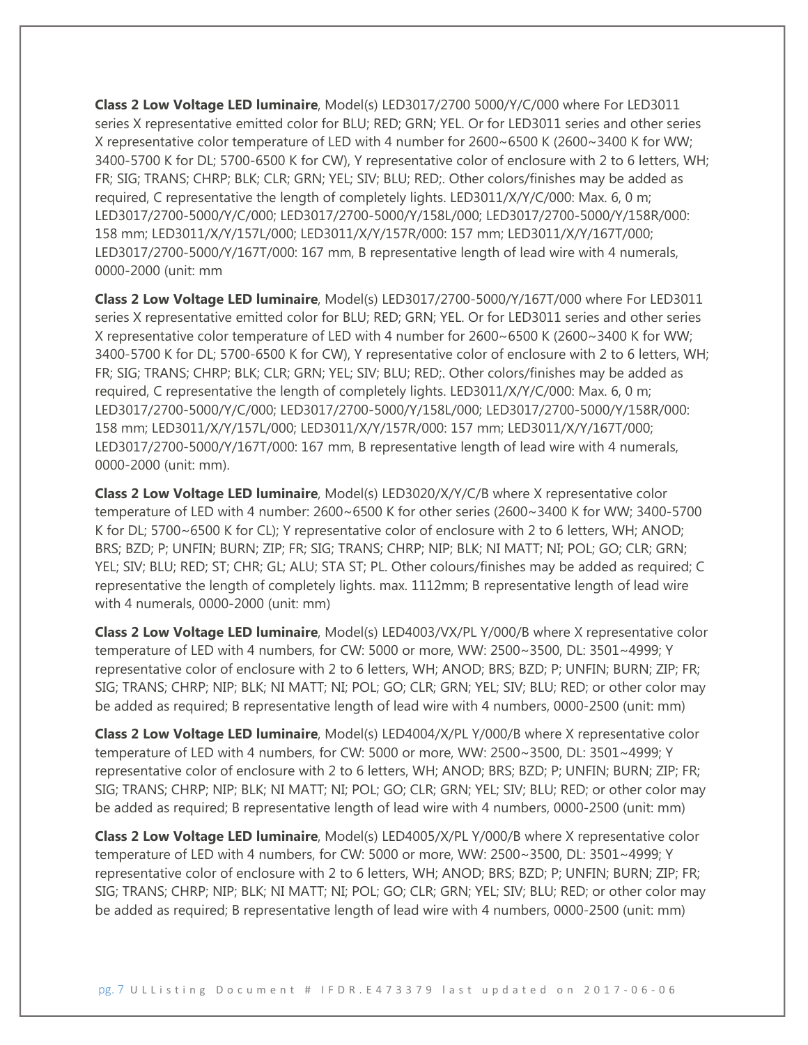**Class 2 Low Voltage LED luminaire**, Model(s) LED3017/2700 5000/Y/C/000 where For LED3011 series X representative emitted color for BLU; RED; GRN; YEL. Or for LED3011 series and other series X representative color temperature of LED with 4 number for 2600~6500 K (2600~3400 K for WW; 3400-5700 K for DL; 5700-6500 K for CW), Y representative color of enclosure with 2 to 6 letters, WH; FR; SIG; TRANS; CHRP; BLK; CLR; GRN; YEL; SIV; BLU; RED;. Other colors/finishes may be added as required, C representative the length of completely lights. LED3011/X/Y/C/000: Max. 6, 0 m; LED3017/2700-5000/Y/C/000; LED3017/2700-5000/Y/158L/000; LED3017/2700-5000/Y/158R/000: 158 mm; LED3011/X/Y/157L/000; LED3011/X/Y/157R/000: 157 mm; LED3011/X/Y/167T/000; LED3017/2700-5000/Y/167T/000: 167 mm, B representative length of lead wire with 4 numerals, 0000-2000 (unit: mm

**Class 2 Low Voltage LED luminaire**, Model(s) LED3017/2700-5000/Y/167T/000 where For LED3011 series X representative emitted color for BLU; RED; GRN; YEL. Or for LED3011 series and other series X representative color temperature of LED with 4 number for 2600~6500 K (2600~3400 K for WW; 3400-5700 K for DL; 5700-6500 K for CW), Y representative color of enclosure with 2 to 6 letters, WH; FR; SIG; TRANS; CHRP; BLK; CLR; GRN; YEL; SIV; BLU; RED;. Other colors/finishes may be added as required, C representative the length of completely lights. LED3011/X/Y/C/000: Max. 6, 0 m; LED3017/2700-5000/Y/C/000; LED3017/2700-5000/Y/158L/000; LED3017/2700-5000/Y/158R/000: 158 mm; LED3011/X/Y/157L/000; LED3011/X/Y/157R/000: 157 mm; LED3011/X/Y/167T/000; LED3017/2700-5000/Y/167T/000: 167 mm, B representative length of lead wire with 4 numerals, 0000-2000 (unit: mm).

**Class 2 Low Voltage LED luminaire**, Model(s) LED3020/X/Y/C/B where X representative color temperature of LED with 4 number: 2600~6500 K for other series (2600~3400 K for WW; 3400-5700 K for DL; 5700~6500 K for CL); Y representative color of enclosure with 2 to 6 letters, WH; ANOD; BRS; BZD; P; UNFIN; BURN; ZIP; FR; SIG; TRANS; CHRP; NIP; BLK; NI MATT; NI; POL; GO; CLR; GRN; YEL; SIV; BLU; RED; ST; CHR; GL; ALU; STA ST; PL. Other colours/finishes may be added as required; C representative the length of completely lights. max. 1112mm; B representative length of lead wire with 4 numerals, 0000-2000 (unit: mm)

**Class 2 Low Voltage LED luminaire**, Model(s) LED4003/VX/PL Y/000/B where X representative color temperature of LED with 4 numbers, for CW: 5000 or more, WW: 2500~3500, DL: 3501~4999; Y representative color of enclosure with 2 to 6 letters, WH; ANOD; BRS; BZD; P; UNFIN; BURN; ZIP; FR; SIG; TRANS; CHRP; NIP; BLK; NI MATT; NI; POL; GO; CLR; GRN; YEL; SIV; BLU; RED; or other color may be added as required; B representative length of lead wire with 4 numbers, 0000-2500 (unit: mm)

**Class 2 Low Voltage LED luminaire**, Model(s) LED4004/X/PL Y/000/B where X representative color temperature of LED with 4 numbers, for CW: 5000 or more, WW: 2500~3500, DL: 3501~4999; Y representative color of enclosure with 2 to 6 letters, WH; ANOD; BRS; BZD; P; UNFIN; BURN; ZIP; FR; SIG; TRANS; CHRP; NIP; BLK; NI MATT; NI; POL; GO; CLR; GRN; YEL; SIV; BLU; RED; or other color may be added as required; B representative length of lead wire with 4 numbers, 0000-2500 (unit: mm)

**Class 2 Low Voltage LED luminaire**, Model(s) LED4005/X/PL Y/000/B where X representative color temperature of LED with 4 numbers, for CW: 5000 or more, WW: 2500~3500, DL: 3501~4999; Y representative color of enclosure with 2 to 6 letters, WH; ANOD; BRS; BZD; P; UNFIN; BURN; ZIP; FR; SIG; TRANS; CHRP; NIP; BLK; NI MATT; NI; POL; GO; CLR; GRN; YEL; SIV; BLU; RED; or other color may be added as required; B representative length of lead wire with 4 numbers, 0000-2500 (unit: mm)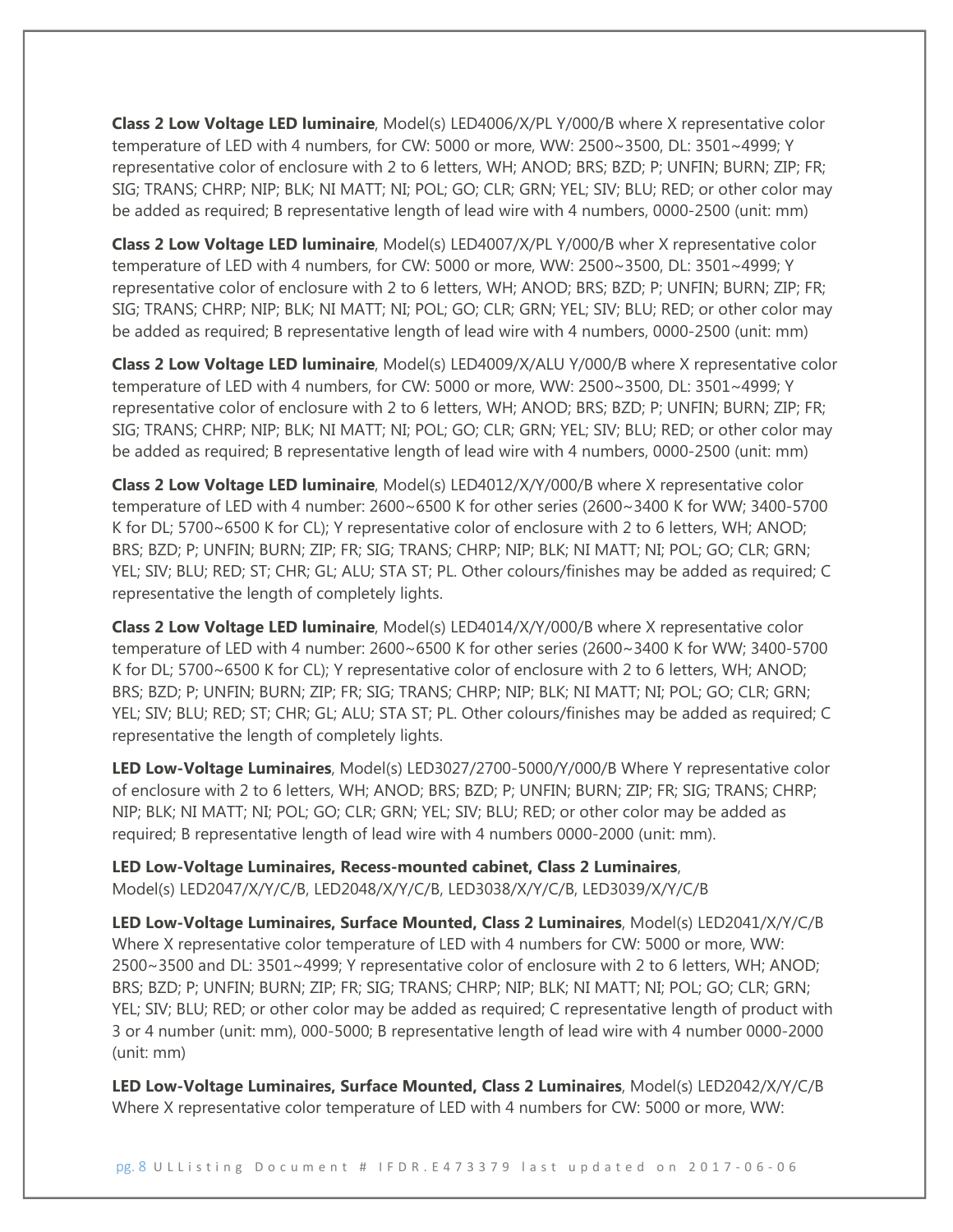**Class 2 Low Voltage LED luminaire**, Model(s) LED4006/X/PL Y/000/B where X representative color temperature of LED with 4 numbers, for CW: 5000 or more, WW: 2500~3500, DL: 3501~4999; Y representative color of enclosure with 2 to 6 letters, WH; ANOD; BRS; BZD; P; UNFIN; BURN; ZIP; FR; SIG; TRANS; CHRP; NIP; BLK; NI MATT; NI; POL; GO; CLR; GRN; YEL; SIV; BLU; RED; or other color may be added as required; B representative length of lead wire with 4 numbers, 0000-2500 (unit: mm)

**Class 2 Low Voltage LED luminaire**, Model(s) LED4007/X/PL Y/000/B wher X representative color temperature of LED with 4 numbers, for CW: 5000 or more, WW: 2500~3500, DL: 3501~4999; Y representative color of enclosure with 2 to 6 letters, WH; ANOD; BRS; BZD; P; UNFIN; BURN; ZIP; FR; SIG; TRANS; CHRP; NIP; BLK; NI MATT; NI; POL; GO; CLR; GRN; YEL; SIV; BLU; RED; or other color may be added as required; B representative length of lead wire with 4 numbers, 0000-2500 (unit: mm)

**Class 2 Low Voltage LED luminaire**, Model(s) LED4009/X/ALU Y/000/B where X representative color temperature of LED with 4 numbers, for CW: 5000 or more, WW: 2500~3500, DL: 3501~4999; Y representative color of enclosure with 2 to 6 letters, WH; ANOD; BRS; BZD; P; UNFIN; BURN; ZIP; FR; SIG; TRANS; CHRP; NIP; BLK; NI MATT; NI; POL; GO; CLR; GRN; YEL; SIV; BLU; RED; or other color may be added as required; B representative length of lead wire with 4 numbers, 0000-2500 (unit: mm)

**Class 2 Low Voltage LED luminaire**, Model(s) LED4012/X/Y/000/B where X representative color temperature of LED with 4 number: 2600~6500 K for other series (2600~3400 K for WW; 3400-5700 K for DL; 5700~6500 K for CL); Y representative color of enclosure with 2 to 6 letters, WH; ANOD; BRS; BZD; P; UNFIN; BURN; ZIP; FR; SIG; TRANS; CHRP; NIP; BLK; NI MATT; NI; POL; GO; CLR; GRN; YEL; SIV; BLU; RED; ST; CHR; GL; ALU; STA ST; PL. Other colours/finishes may be added as required; C representative the length of completely lights.

**Class 2 Low Voltage LED luminaire**, Model(s) LED4014/X/Y/000/B where X representative color temperature of LED with 4 number: 2600~6500 K for other series (2600~3400 K for WW; 3400-5700 K for DL; 5700~6500 K for CL); Y representative color of enclosure with 2 to 6 letters, WH; ANOD; BRS; BZD; P; UNFIN; BURN; ZIP; FR; SIG; TRANS; CHRP; NIP; BLK; NI MATT; NI; POL; GO; CLR; GRN; YEL; SIV; BLU; RED; ST; CHR; GL; ALU; STA ST; PL. Other colours/finishes may be added as required; C representative the length of completely lights.

**LED Low-Voltage Luminaires**, Model(s) LED3027/2700-5000/Y/000/B Where Y representative color of enclosure with 2 to 6 letters, WH; ANOD; BRS; BZD; P; UNFIN; BURN; ZIP; FR; SIG; TRANS; CHRP; NIP; BLK; NI MATT; NI; POL; GO; CLR; GRN; YEL; SIV; BLU; RED; or other color may be added as required; B representative length of lead wire with 4 numbers 0000-2000 (unit: mm).

**LED Low-Voltage Luminaires, Recess-mounted cabinet, Class 2 Luminaires**, Model(s) LED2047/X/Y/C/B, LED2048/X/Y/C/B, LED3038/X/Y/C/B, LED3039/X/Y/C/B

**LED Low-Voltage Luminaires, Surface Mounted, Class 2 Luminaires**, Model(s) LED2041/X/Y/C/B Where X representative color temperature of LED with 4 numbers for CW: 5000 or more, WW: 2500~3500 and DL: 3501~4999; Y representative color of enclosure with 2 to 6 letters, WH; ANOD; BRS; BZD; P; UNFIN; BURN; ZIP; FR; SIG; TRANS; CHRP; NIP; BLK; NI MATT; NI; POL; GO; CLR; GRN; YEL; SIV; BLU; RED; or other color may be added as required; C representative length of product with 3 or 4 number (unit: mm), 000-5000; B representative length of lead wire with 4 number 0000-2000 (unit: mm)

**LED Low-Voltage Luminaires, Surface Mounted, Class 2 Luminaires**, Model(s) LED2042/X/Y/C/B Where X representative color temperature of LED with 4 numbers for CW: 5000 or more, WW: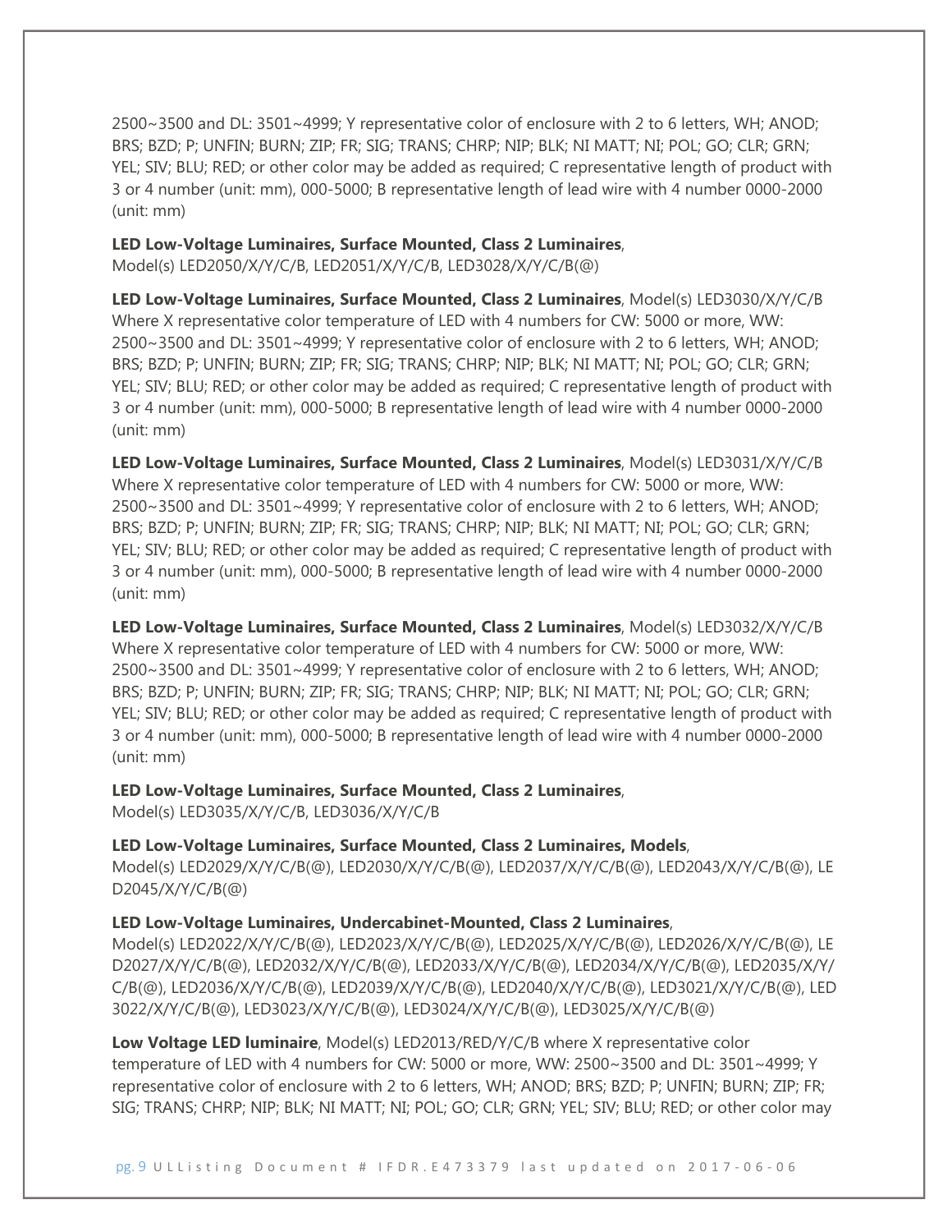2500~3500 and DL: 3501~4999; Y representative color of enclosure with 2 to 6 letters, WH; ANOD; BRS; BZD; P; UNFIN; BURN; ZIP; FR; SIG; TRANS; CHRP; NIP; BLK; NI MATT; NI; POL; GO; CLR; GRN; YEL; SIV; BLU; RED; or other color may be added as required; C representative length of product with 3 or 4 number (unit: mm), 000-5000; B representative length of lead wire with 4 number 0000-2000 (unit: mm)

**LED Low-Voltage Luminaires, Surface Mounted, Class 2 Luminaires**, Model(s) LED2050/X/Y/C/B, LED2051/X/Y/C/B, LED3028/X/Y/C/B(@)

**LED Low-Voltage Luminaires, Surface Mounted, Class 2 Luminaires**, Model(s) LED3030/X/Y/C/B Where X representative color temperature of LED with 4 numbers for CW: 5000 or more, WW: 2500~3500 and DL: 3501~4999; Y representative color of enclosure with 2 to 6 letters, WH; ANOD; BRS; BZD; P; UNFIN; BURN; ZIP; FR; SIG; TRANS; CHRP; NIP; BLK; NI MATT; NI; POL; GO; CLR; GRN; YEL; SIV; BLU; RED; or other color may be added as required; C representative length of product with 3 or 4 number (unit: mm), 000-5000; B representative length of lead wire with 4 number 0000-2000 (unit: mm)

**LED Low-Voltage Luminaires, Surface Mounted, Class 2 Luminaires**, Model(s) LED3031/X/Y/C/B Where X representative color temperature of LED with 4 numbers for CW: 5000 or more, WW: 2500~3500 and DL: 3501~4999; Y representative color of enclosure with 2 to 6 letters, WH; ANOD; BRS; BZD; P; UNFIN; BURN; ZIP; FR; SIG; TRANS; CHRP; NIP; BLK; NI MATT; NI; POL; GO; CLR; GRN; YEL; SIV; BLU; RED; or other color may be added as required; C representative length of product with 3 or 4 number (unit: mm), 000-5000; B representative length of lead wire with 4 number 0000-2000 (unit: mm)

**LED Low-Voltage Luminaires, Surface Mounted, Class 2 Luminaires**, Model(s) LED3032/X/Y/C/B Where X representative color temperature of LED with 4 numbers for CW: 5000 or more, WW: 2500~3500 and DL: 3501~4999; Y representative color of enclosure with 2 to 6 letters, WH; ANOD; BRS; BZD; P; UNFIN; BURN; ZIP; FR; SIG; TRANS; CHRP; NIP; BLK; NI MATT; NI; POL; GO; CLR; GRN; YEL; SIV; BLU; RED; or other color may be added as required; C representative length of product with 3 or 4 number (unit: mm), 000-5000; B representative length of lead wire with 4 number 0000-2000 (unit: mm)

**LED Low-Voltage Luminaires, Surface Mounted, Class 2 Luminaires**, Model(s) LED3035/X/Y/C/B, LED3036/X/Y/C/B

**LED Low-Voltage Luminaires, Surface Mounted, Class 2 Luminaires, Models**, Model(s) LED2029/X/Y/C/B(@), LED2030/X/Y/C/B(@), LED2037/X/Y/C/B(@), LED2043/X/Y/C/B(@), LED2045/X/Y/C/B(@)

**LED Low-Voltage Luminaires, Undercabinet-Mounted, Class 2 Luminaires**, Model(s) LED2022/X/Y/C/B(@), LED2023/X/Y/C/B(@), LED2025/X/Y/C/B(@), LED2026/X/Y/C/B(@), LED2027/X/Y/C/B(@), LED2032/X/Y/C/B(@), LED2033/X/Y/C/B(@), LED2034/X/Y/C/B(@), LED2035/X/Y/C/B(@), LED2036/X/Y/C/B(@), LED2039/X/Y/C/B(@), LED2040/X/Y/C/B(@), LED3021/X/Y/C/B(@), LED3022/X/Y/C/B(@), LED3023/X/Y/C/B(@), LED3024/X/Y/C/B(@), LED3025/X/Y/C/B(@)

**Low Voltage LED luminaire**, Model(s) LED2013/RED/Y/C/B where X representative color temperature of LED with 4 numbers for CW: 5000 or more, WW: 2500~3500 and DL: 3501~4999; Y representative color of enclosure with 2 to 6 letters, WH; ANOD; BRS; BZD; P; UNFIN; BURN; ZIP; FR; SIG; TRANS; CHRP; NIP; BLK; NI MATT; NI; POL; GO; CLR; GRN; YEL; SIV; BLU; RED; or other color may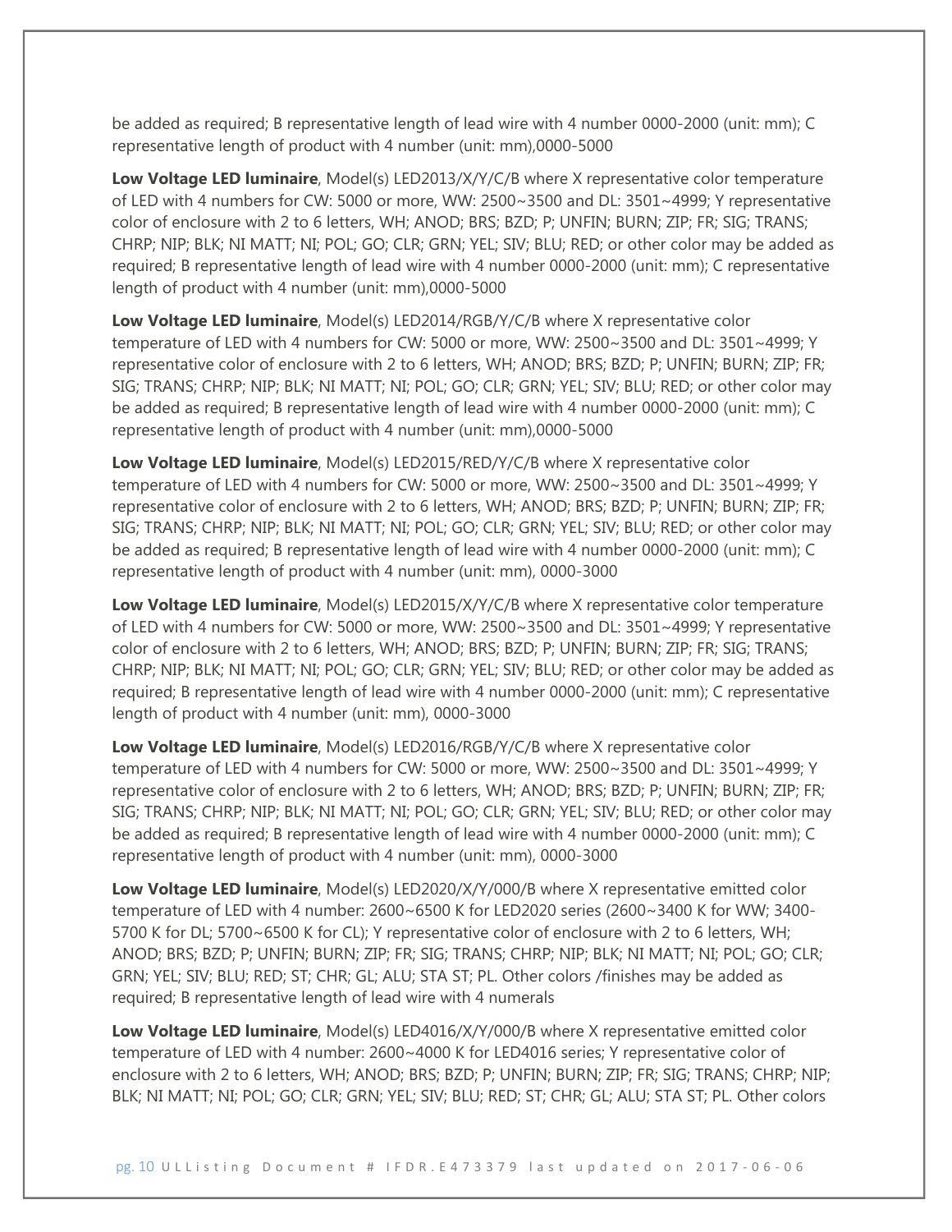be added as required; B representative length of lead wire with 4 number 0000-2000 (unit: mm); C representative length of product with 4 number (unit: mm),0000-5000

**Low Voltage LED luminaire**, Model(s) LED2013/X/Y/C/B where X representative color temperature of LED with 4 numbers for CW: 5000 or more, WW: 2500~3500 and DL: 3501~4999; Y representative color of enclosure with 2 to 6 letters, WH; ANOD; BRS; BZD; P; UNFIN; BURN; ZIP; FR; SIG; TRANS; CHRP; NIP; BLK; NI MATT; NI; POL; GO; CLR; GRN; YEL; SIV; BLU; RED; or other color may be added as required; B representative length of lead wire with 4 number 0000-2000 (unit: mm); C representative length of product with 4 number (unit: mm),0000-5000

**Low Voltage LED luminaire**, Model(s) LED2014/RGB/Y/C/B where X representative color temperature of LED with 4 numbers for CW: 5000 or more, WW: 2500~3500 and DL: 3501~4999; Y representative color of enclosure with 2 to 6 letters, WH; ANOD; BRS; BZD; P; UNFIN; BURN; ZIP; FR; SIG; TRANS; CHRP; NIP; BLK; NI MATT; NI; POL; GO; CLR; GRN; YEL; SIV; BLU; RED; or other color may be added as required; B representative length of lead wire with 4 number 0000-2000 (unit: mm); C representative length of product with 4 number (unit: mm),0000-5000

**Low Voltage LED luminaire**, Model(s) LED2015/RED/Y/C/B where X representative color temperature of LED with 4 numbers for CW: 5000 or more, WW: 2500~3500 and DL: 3501~4999; Y representative color of enclosure with 2 to 6 letters, WH; ANOD; BRS; BZD; P; UNFIN; BURN; ZIP; FR; SIG; TRANS; CHRP; NIP; BLK; NI MATT; NI; POL; GO; CLR; GRN; YEL; SIV; BLU; RED; or other color may be added as required; B representative length of lead wire with 4 number 0000-2000 (unit: mm); C representative length of product with 4 number (unit: mm), 0000-3000

**Low Voltage LED luminaire**, Model(s) LED2015/X/Y/C/B where X representative color temperature of LED with 4 numbers for CW: 5000 or more, WW: 2500~3500 and DL: 3501~4999; Y representative color of enclosure with 2 to 6 letters, WH; ANOD; BRS; BZD; P; UNFIN; BURN; ZIP; FR; SIG; TRANS; CHRP; NIP; BLK; NI MATT; NI; POL; GO; CLR; GRN; YEL; SIV; BLU; RED; or other color may be added as required; B representative length of lead wire with 4 number 0000-2000 (unit: mm); C representative length of product with 4 number (unit: mm), 0000-3000

**Low Voltage LED luminaire**, Model(s) LED2016/RGB/Y/C/B where X representative color temperature of LED with 4 numbers for CW: 5000 or more, WW: 2500~3500 and DL: 3501~4999; Y representative color of enclosure with 2 to 6 letters, WH; ANOD; BRS; BZD; P; UNFIN; BURN; ZIP; FR; SIG; TRANS; CHRP; NIP; BLK; NI MATT; NI; POL; GO; CLR; GRN; YEL; SIV; BLU; RED; or other color may be added as required; B representative length of lead wire with 4 number 0000-2000 (unit: mm); C representative length of product with 4 number (unit: mm), 0000-3000

**Low Voltage LED luminaire**, Model(s) LED2020/X/Y/000/B where X representative emitted color temperature of LED with 4 number: 2600~6500 K for LED2020 series (2600~3400 K for WW; 3400-5700 K for DL; 5700~6500 K for CL); Y representative color of enclosure with 2 to 6 letters, WH; ANOD; BRS; BZD; P; UNFIN; BURN; ZIP; FR; SIG; TRANS; CHRP; NIP; BLK; NI MATT; NI; POL; GO; CLR; GRN; YEL; SIV; BLU; RED; ST; CHR; GL; ALU; STA ST; PL. Other colors /finishes may be added as required; B representative length of lead wire with 4 numerals

**Low Voltage LED luminaire**, Model(s) LED4016/X/Y/000/B where X representative emitted color temperature of LED with 4 number: 2600~4000 K for LED4016 series; Y representative color of enclosure with 2 to 6 letters, WH; ANOD; BRS; BZD; P; UNFIN; BURN; ZIP; FR; SIG; TRANS; CHRP; NIP; BLK; NI MATT; NI; POL; GO; CLR; GRN; YEL; SIV; BLU; RED; ST; CHR; GL; ALU; STA ST; PL. Other colors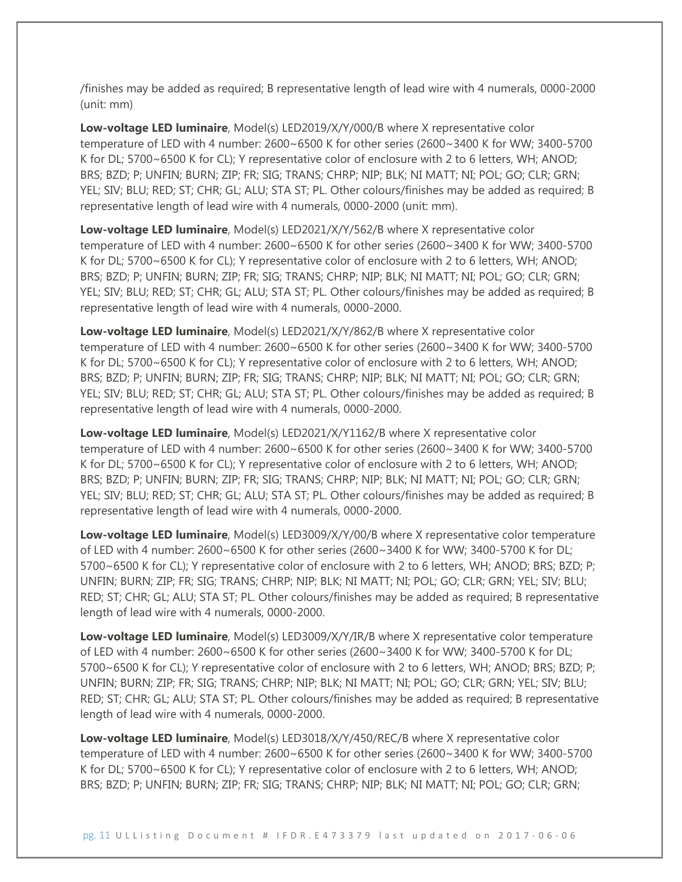/finishes may be added as required; B representative length of lead wire with 4 numerals, 0000-2000 (unit: mm)

**Low-voltage LED luminaire**, Model(s) LED2019/X/Y/000/B where X representative color temperature of LED with 4 number: 2600~6500 K for other series (2600~3400 K for WW; 3400-5700 K for DL; 5700~6500 K for CL); Y representative color of enclosure with 2 to 6 letters, WH; ANOD; BRS; BZD; P; UNFIN; BURN; ZIP; FR; SIG; TRANS; CHRP; NIP; BLK; NI MATT; NI; POL; GO; CLR; GRN; YEL; SIV; BLU; RED; ST; CHR; GL; ALU; STA ST; PL. Other colours/finishes may be added as required; B representative length of lead wire with 4 numerals, 0000-2000 (unit: mm).

**Low-voltage LED luminaire**, Model(s) LED2021/X/Y/562/B where X representative color temperature of LED with 4 number: 2600~6500 K for other series (2600~3400 K for WW; 3400-5700 K for DL; 5700~6500 K for CL); Y representative color of enclosure with 2 to 6 letters, WH; ANOD; BRS; BZD; P; UNFIN; BURN; ZIP; FR; SIG; TRANS; CHRP; NIP; BLK; NI MATT; NI; POL; GO; CLR; GRN; YEL; SIV; BLU; RED; ST; CHR; GL; ALU; STA ST; PL. Other colours/finishes may be added as required; B representative length of lead wire with 4 numerals, 0000-2000.

**Low-voltage LED luminaire**, Model(s) LED2021/X/Y/862/B where X representative color temperature of LED with 4 number: 2600~6500 K for other series (2600~3400 K for WW; 3400-5700 K for DL; 5700~6500 K for CL); Y representative color of enclosure with 2 to 6 letters, WH; ANOD; BRS; BZD; P; UNFIN; BURN; ZIP; FR; SIG; TRANS; CHRP; NIP; BLK; NI MATT; NI; POL; GO; CLR; GRN; YEL; SIV; BLU; RED; ST; CHR; GL; ALU; STA ST; PL. Other colours/finishes may be added as required; B representative length of lead wire with 4 numerals, 0000-2000.

**Low-voltage LED luminaire**, Model(s) LED2021/X/Y1162/B where X representative color temperature of LED with 4 number: 2600~6500 K for other series (2600~3400 K for WW; 3400-5700 K for DL; 5700~6500 K for CL); Y representative color of enclosure with 2 to 6 letters, WH; ANOD; BRS; BZD; P; UNFIN; BURN; ZIP; FR; SIG; TRANS; CHRP; NIP; BLK; NI MATT; NI; POL; GO; CLR; GRN; YEL; SIV; BLU; RED; ST; CHR; GL; ALU; STA ST; PL. Other colours/finishes may be added as required; B representative length of lead wire with 4 numerals, 0000-2000.

**Low-voltage LED luminaire**, Model(s) LED3009/X/Y/00/B where X representative color temperature of LED with 4 number: 2600~6500 K for other series (2600~3400 K for WW; 3400-5700 K for DL; 5700~6500 K for CL); Y representative color of enclosure with 2 to 6 letters, WH; ANOD; BRS; BZD; P; UNFIN; BURN; ZIP; FR; SIG; TRANS; CHRP; NIP; BLK; NI MATT; NI; POL; GO; CLR; GRN; YEL; SIV; BLU; RED; ST; CHR; GL; ALU; STA ST; PL. Other colours/finishes may be added as required; B representative length of lead wire with 4 numerals, 0000-2000.

**Low-voltage LED luminaire**, Model(s) LED3009/X/Y/IR/B where X representative color temperature of LED with 4 number: 2600~6500 K for other series (2600~3400 K for WW; 3400-5700 K for DL; 5700~6500 K for CL); Y representative color of enclosure with 2 to 6 letters, WH; ANOD; BRS; BZD; P; UNFIN; BURN; ZIP; FR; SIG; TRANS; CHRP; NIP; BLK; NI MATT; NI; POL; GO; CLR; GRN; YEL; SIV; BLU; RED; ST; CHR; GL; ALU; STA ST; PL. Other colours/finishes may be added as required; B representative length of lead wire with 4 numerals, 0000-2000.

**Low-voltage LED luminaire**, Model(s) LED3018/X/Y/450/REC/B where X representative color temperature of LED with 4 number: 2600~6500 K for other series (2600~3400 K for WW; 3400-5700 K for DL; 5700~6500 K for CL); Y representative color of enclosure with 2 to 6 letters, WH; ANOD; BRS; BZD; P; UNFIN; BURN; ZIP; FR; SIG; TRANS; CHRP; NIP; BLK; NI MATT; NI; POL; GO; CLR; GRN;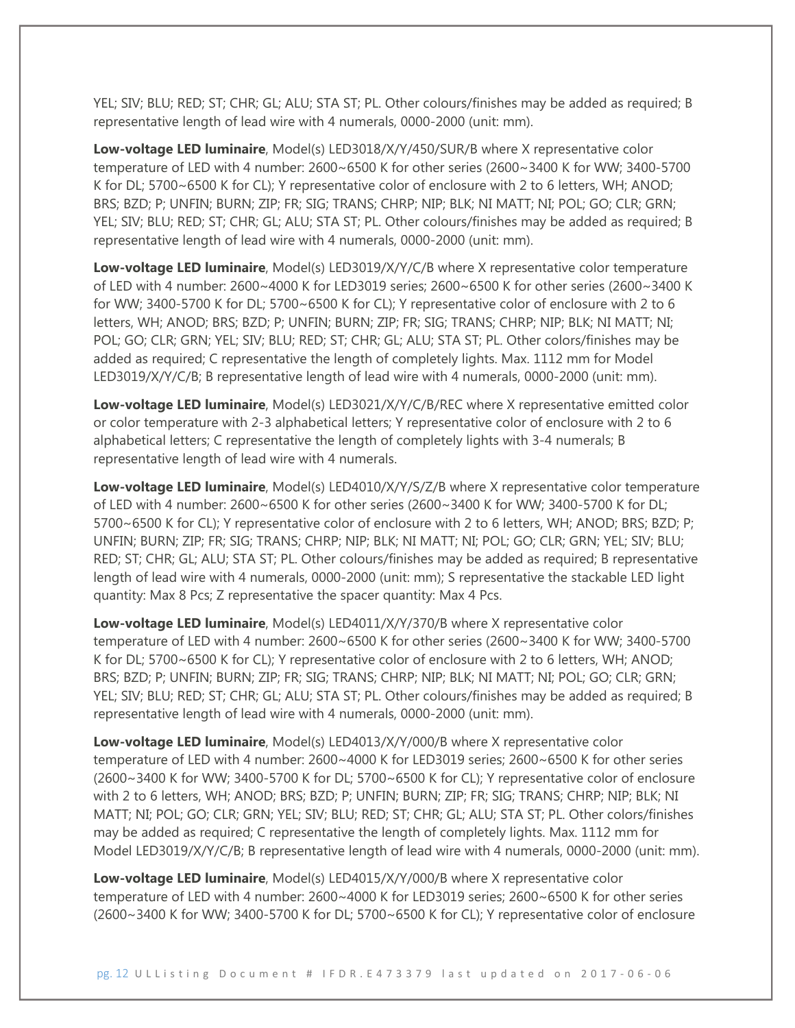YEL; SIV; BLU; RED; ST; CHR; GL; ALU; STA ST; PL. Other colours/finishes may be added as required; B representative length of lead wire with 4 numerals, 0000-2000 (unit: mm).

**Low-voltage LED luminaire**, Model(s) LED3018/X/Y/450/SUR/B where X representative color temperature of LED with 4 number: 2600~6500 K for other series (2600~3400 K for WW; 3400-5700 K for DL; 5700~6500 K for CL); Y representative color of enclosure with 2 to 6 letters, WH; ANOD; BRS; BZD; P; UNFIN; BURN; ZIP; FR; SIG; TRANS; CHRP; NIP; BLK; NI MATT; NI; POL; GO; CLR; GRN; YEL; SIV; BLU; RED; ST; CHR; GL; ALU; STA ST; PL. Other colours/finishes may be added as required; B representative length of lead wire with 4 numerals, 0000-2000 (unit: mm).

**Low-voltage LED luminaire**, Model(s) LED3019/X/Y/C/B where X representative color temperature of LED with 4 number: 2600~4000 K for LED3019 series; 2600~6500 K for other series (2600~3400 K for WW; 3400-5700 K for DL; 5700~6500 K for CL); Y representative color of enclosure with 2 to 6 letters, WH; ANOD; BRS; BZD; P; UNFIN; BURN; ZIP; FR; SIG; TRANS; CHRP; NIP; BLK; NI MATT; NI; POL; GO; CLR; GRN; YEL; SIV; BLU; RED; ST; CHR; GL; ALU; STA ST; PL. Other colors/finishes may be added as required; C representative the length of completely lights. Max. 1112 mm for Model LED3019/X/Y/C/B; B representative length of lead wire with 4 numerals, 0000-2000 (unit: mm).

**Low-voltage LED luminaire**, Model(s) LED3021/X/Y/C/B/REC where X representative emitted color or color temperature with 2-3 alphabetical letters; Y representative color of enclosure with 2 to 6 alphabetical letters; C representative the length of completely lights with 3-4 numerals; B representative length of lead wire with 4 numerals.

**Low-voltage LED luminaire**, Model(s) LED4010/X/Y/S/Z/B where X representative color temperature of LED with 4 number: 2600~6500 K for other series (2600~3400 K for WW; 3400-5700 K for DL; 5700~6500 K for CL); Y representative color of enclosure with 2 to 6 letters, WH; ANOD; BRS; BZD; P; UNFIN; BURN; ZIP; FR; SIG; TRANS; CHRP; NIP; BLK; NI MATT; NI; POL; GO; CLR; GRN; YEL; SIV; BLU; RED; ST; CHR; GL; ALU; STA ST; PL. Other colours/finishes may be added as required; B representative length of lead wire with 4 numerals, 0000-2000 (unit: mm); S representative the stackable LED light quantity: Max 8 Pcs; Z representative the spacer quantity: Max 4 Pcs.

**Low-voltage LED luminaire**, Model(s) LED4011/X/Y/370/B where X representative color temperature of LED with 4 number: 2600~6500 K for other series (2600~3400 K for WW; 3400-5700 K for DL; 5700~6500 K for CL); Y representative color of enclosure with 2 to 6 letters, WH; ANOD; BRS; BZD; P; UNFIN; BURN; ZIP; FR; SIG; TRANS; CHRP; NIP; BLK; NI MATT; NI; POL; GO; CLR; GRN; YEL; SIV; BLU; RED; ST; CHR; GL; ALU; STA ST; PL. Other colours/finishes may be added as required; B representative length of lead wire with 4 numerals, 0000-2000 (unit: mm).

**Low-voltage LED luminaire**, Model(s) LED4013/X/Y/000/B where X representative color temperature of LED with 4 number: 2600~4000 K for LED3019 series; 2600~6500 K for other series (2600~3400 K for WW; 3400-5700 K for DL; 5700~6500 K for CL); Y representative color of enclosure with 2 to 6 letters, WH; ANOD; BRS; BZD; P; UNFIN; BURN; ZIP; FR; SIG; TRANS; CHRP; NIP; BLK; NI MATT; NI; POL; GO; CLR; GRN; YEL; SIV; BLU; RED; ST; CHR; GL; ALU; STA ST; PL. Other colors/finishes may be added as required; C representative the length of completely lights. Max. 1112 mm for Model LED3019/X/Y/C/B; B representative length of lead wire with 4 numerals, 0000-2000 (unit: mm).

**Low-voltage LED luminaire**, Model(s) LED4015/X/Y/000/B where X representative color temperature of LED with 4 number: 2600~4000 K for LED3019 series; 2600~6500 K for other series (2600~3400 K for WW; 3400-5700 K for DL; 5700~6500 K for CL); Y representative color of enclosure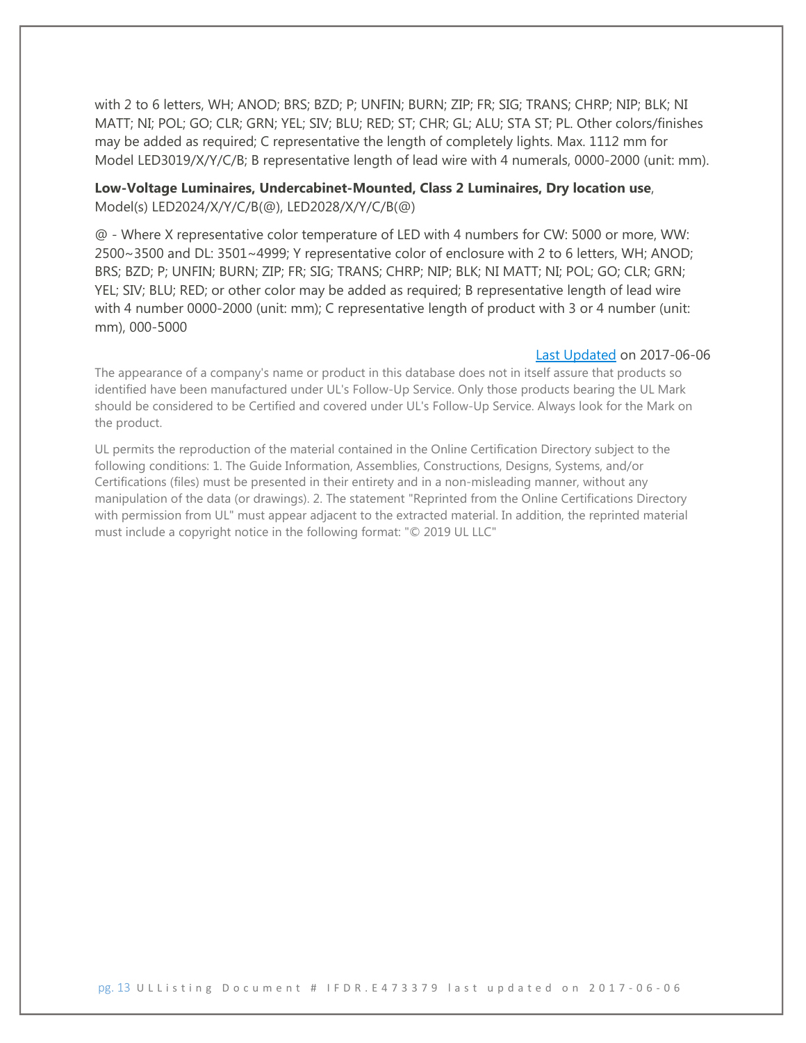with 2 to 6 letters, WH; ANOD; BRS; BZD; P; UNFIN; BURN; ZIP; FR; SIG; TRANS; CHRP; NIP; BLK; NI MATT; NI; POL; GO; CLR; GRN; YEL; SIV; BLU; RED; ST; CHR; GL; ALU; STA ST; PL. Other colors/finishes may be added as required; C representative the length of completely lights. Max. 1112 mm for Model LED3019/X/Y/C/B; B representative length of lead wire with 4 numerals, 0000-2000 (unit: mm).

**Low-Voltage Luminaires, Undercabinet-Mounted, Class 2 Luminaires, Dry location use**, Model(s) LED2024/X/Y/C/B(@), LED2028/X/Y/C/B(@)

@ - Where X representative color temperature of LED with 4 numbers for CW: 5000 or more, WW: 2500~3500 and DL: 3501~4999; Y representative color of enclosure with 2 to 6 letters, WH; ANOD; BRS; BZD; P; UNFIN; BURN; ZIP; FR; SIG; TRANS; CHRP; NIP; BLK; NI MATT; NI; POL; GO; CLR; GRN; YEL; SIV; BLU; RED; or other color may be added as required; B representative length of lead wire with 4 number 0000-2000 (unit: mm); C representative length of product with 3 or 4 number (unit: mm), 000-5000

Last Updated on 2017-06-06

The appearance of a company's name or product in this database does not in itself assure that products so identified have been manufactured under UL's Follow-Up Service. Only those products bearing the UL Mark should be considered to be Certified and covered under UL's Follow-Up Service. Always look for the Mark on the product.

UL permits the reproduction of the material contained in the Online Certification Directory subject to the following conditions: 1. The Guide Information, Assemblies, Constructions, Designs, Systems, and/or Certifications (files) must be presented in their entirety and in a non-misleading manner, without any manipulation of the data (or drawings). 2. The statement "Reprinted from the Online Certifications Directory with permission from UL" must appear adjacent to the extracted material. In addition, the reprinted material must include a copyright notice in the following format: "© 2019 UL LLC"